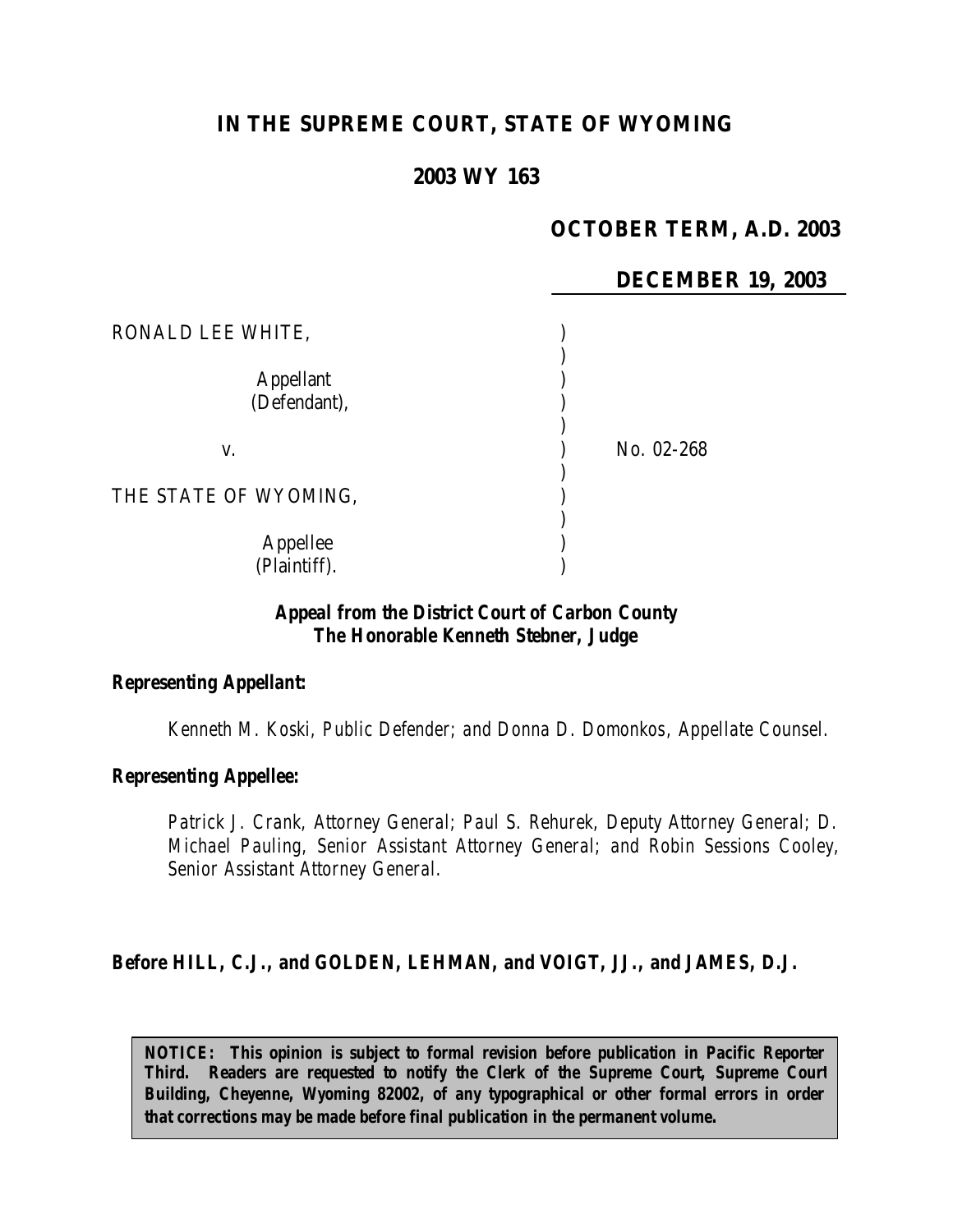# IN THE SUPREME COURT, STATE OF WYOMING

## 2003 WY 163

**OCTOBER TERM, A.D. 2003**

**DECEMBER 19, 2003**

| | | |
|---|---|---|
| RONALD LEE WHITE, | ) | |
| | ) | |
| Appellant (Defendant), | ) | |
| | ) | |
| v. | ) | No. 02-268 |
| | ) | |
| THE STATE OF WYOMING, | ) | |
| | ) | |
| Appellee (Plaintiff). | ) | |

***Appeal from the District Court of Carbon County***
***The Honorable Kenneth Stebner, Judge***

***Representing Appellant:***

*Kenneth M. Koski, Public Defender; and Donna D. Domonkos, Appellate Counsel.*

***Representing Appellee:***

*Patrick J. Crank, Attorney General; Paul S. Rehurek, Deputy Attorney General; D. Michael Pauling, Senior Assistant Attorney General; and Robin Sessions Cooley, Senior Assistant Attorney General.*

***Before HILL, C.J., and GOLDEN, LEHMAN, and VOIGT, JJ., and JAMES, D.J.***

**NOTICE: This opinion is subject to formal revision before publication in Pacific Reporter Third. Readers are requested to notify the Clerk of the Supreme Court, Supreme Court Building, Cheyenne, Wyoming 82002, of any typographical or other formal errors in order that corrections may be made before final publication in the permanent volume.**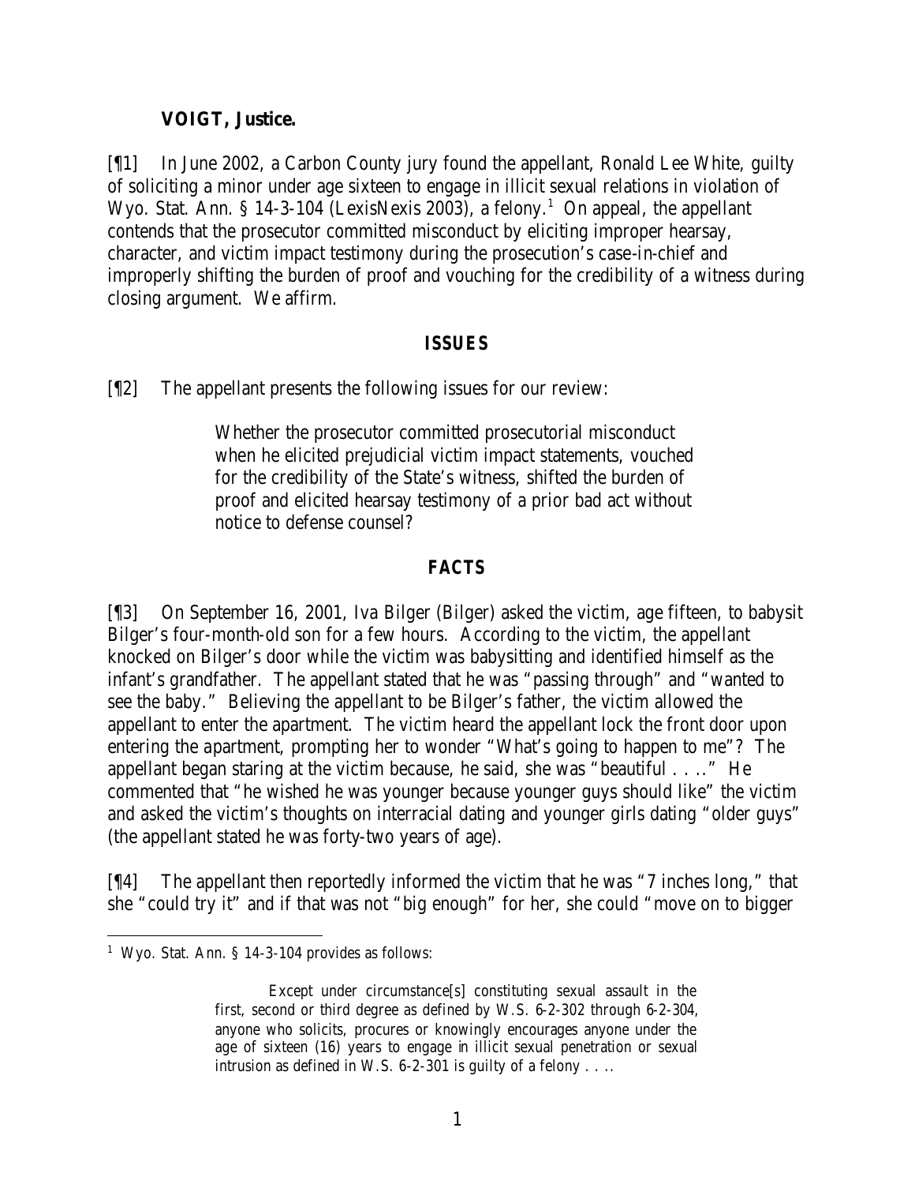**VOIGT, Justice.**

[¶1] In June 2002, a Carbon County jury found the appellant, Ronald Lee White, guilty of soliciting a minor under age sixteen to engage in illicit sexual relations in violation of Wyo. Stat. Ann. § 14-3-104 (LexisNexis 2003), a felony.[1] On appeal, the appellant contends that the prosecutor committed misconduct by eliciting improper hearsay, character, and victim impact testimony during the prosecution's case-in-chief and improperly shifting the burden of proof and vouching for the credibility of a witness during closing argument. We affirm.

## ISSUES

[¶2] The appellant presents the following issues for our review:

> Whether the prosecutor committed prosecutorial misconduct when he elicited prejudicial victim impact statements, vouched for the credibility of the State's witness, shifted the burden of proof and elicited hearsay testimony of a prior bad act without notice to defense counsel?

## FACTS

[¶3] On September 16, 2001, Iva Bilger (Bilger) asked the victim, age fifteen, to babysit Bilger's four-month-old son for a few hours. According to the victim, the appellant knocked on Bilger's door while the victim was babysitting and identified himself as the infant's grandfather. The appellant stated that he was "passing through" and "wanted to see the baby." Believing the appellant to be Bilger's father, the victim allowed the appellant to enter the apartment. The victim heard the appellant lock the front door upon entering the apartment, prompting her to wonder "What's going to happen to me"? The appellant began staring at the victim because, he said, she was "beautiful . . .." He commented that "he wished he was younger because younger guys should like" the victim and asked the victim's thoughts on interracial dating and younger girls dating "older guys" (the appellant stated he was forty-two years of age).

[¶4] The appellant then reportedly informed the victim that he was "7 inches long," that she "could try it" and if that was not "big enough" for her, she could "move on to bigger

---

[1] Wyo. Stat. Ann. § 14-3-104 provides as follows:

> Except under circumstance[s] constituting sexual assault in the first, second or third degree as defined by W.S. 6-2-302 through 6-2-304, anyone who solicits, procures or knowingly encourages anyone under the age of sixteen (16) years to engage in illicit sexual penetration or sexual intrusion as defined in W.S. 6-2-301 is guilty of a felony . . ..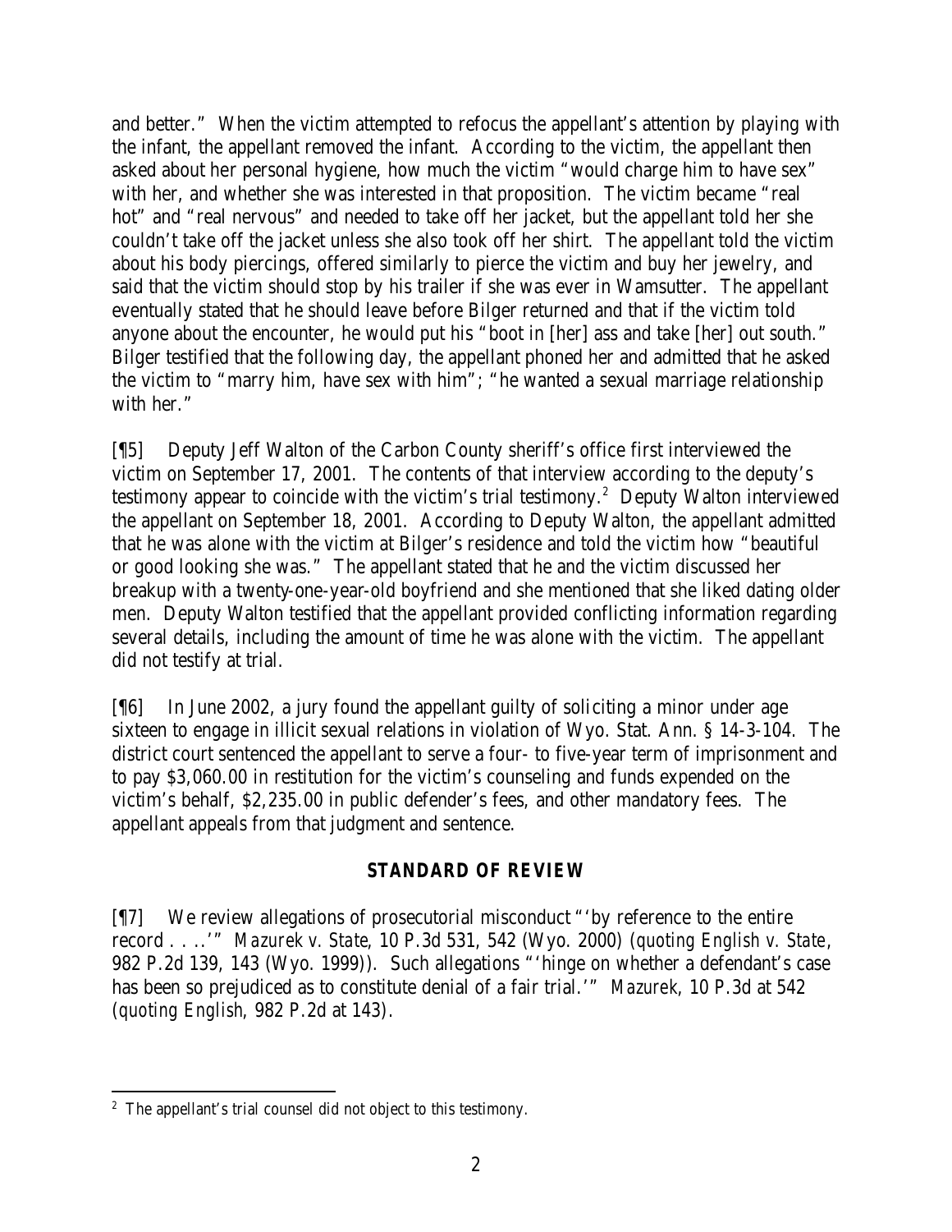and better." When the victim attempted to refocus the appellant's attention by playing with the infant, the appellant removed the infant. According to the victim, the appellant then asked about her personal hygiene, how much the victim "would charge him to have sex" with her, and whether she was interested in that proposition. The victim became "real hot" and "real nervous" and needed to take off her jacket, but the appellant told her she couldn't take off the jacket unless she also took off her shirt. The appellant told the victim about his body piercings, offered similarly to pierce the victim and buy her jewelry, and said that the victim should stop by his trailer if she was ever in Wamsutter. The appellant eventually stated that he should leave before Bilger returned and that if the victim told anyone about the encounter, he would put his "boot in [her] ass and take [her] out south." Bilger testified that the following day, the appellant phoned her and admitted that he asked the victim to "marry him, have sex with him"; "he wanted a sexual marriage relationship with her."

[¶5] Deputy Jeff Walton of the Carbon County sheriff's office first interviewed the victim on September 17, 2001. The contents of that interview according to the deputy's testimony appear to coincide with the victim's trial testimony.[2] Deputy Walton interviewed the appellant on September 18, 2001. According to Deputy Walton, the appellant admitted that he was alone with the victim at Bilger's residence and told the victim how "beautiful or good looking she was." The appellant stated that he and the victim discussed her breakup with a twenty-one-year-old boyfriend and she mentioned that she liked dating older men. Deputy Walton testified that the appellant provided conflicting information regarding several details, including the amount of time he was alone with the victim. The appellant did not testify at trial.

[¶6] In June 2002, a jury found the appellant guilty of soliciting a minor under age sixteen to engage in illicit sexual relations in violation of Wyo. Stat. Ann. § 14-3-104. The district court sentenced the appellant to serve a four- to five-year term of imprisonment and to pay $3,060.00 in restitution for the victim's counseling and funds expended on the victim's behalf, $2,235.00 in public defender's fees, and other mandatory fees. The appellant appeals from that judgment and sentence.

## STANDARD OF REVIEW

[¶7] We review allegations of prosecutorial misconduct "'by reference to the entire record . . ..'" *Mazurek v. State*, 10 P.3d 531, 542 (Wyo. 2000) (*quoting English v. State*, 982 P.2d 139, 143 (Wyo. 1999)). Such allegations "'hinge on whether a defendant's case has been so prejudiced as to constitute denial of a fair trial.'" *Mazurek*, 10 P.3d at 542 (*quoting English*, 982 P.2d at 143).

---

[2] The appellant's trial counsel did not object to this testimony.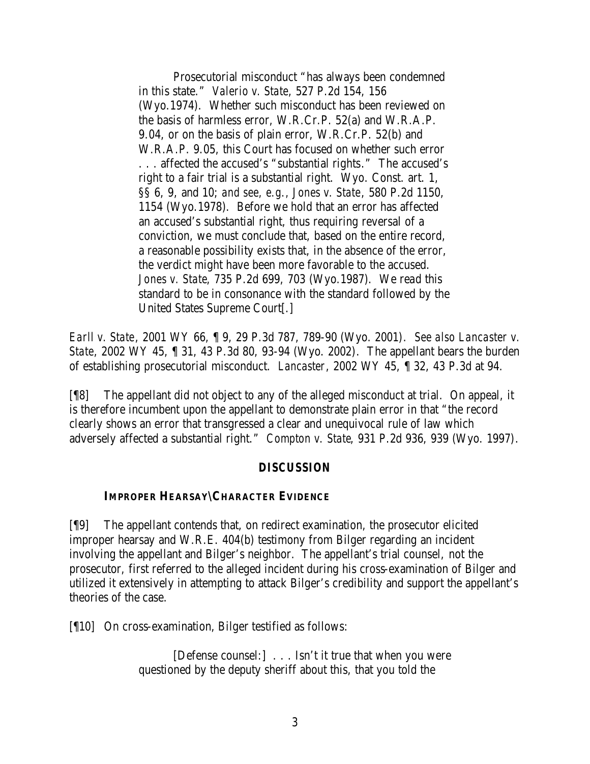> Prosecutorial misconduct "has always been condemned in this state." *Valerio v. State*, 527 P.2d 154, 156 (Wyo.1974). Whether such misconduct has been reviewed on the basis of harmless error, W.R.Cr.P. 52(a) and W.R.A.P. 9.04, or on the basis of plain error, W.R.Cr.P. 52(b) and W.R.A.P. 9.05, this Court has focused on whether such error . . . affected the accused's "substantial rights." The accused's right to a fair trial is a substantial right. Wyo. Const. art. 1, §§ 6, 9, and 10; *and see, e.g., Jones v. State*, 580 P.2d 1150, 1154 (Wyo.1978). Before we hold that an error has affected an accused's substantial right, thus requiring reversal of a conviction, we must conclude that, based on the entire record, a reasonable possibility exists that, in the absence of the error, the verdict might have been more favorable to the accused. *Jones v. State*, 735 P.2d 699, 703 (Wyo.1987). We read this standard to be in consonance with the standard followed by the United States Supreme Court[.]

*Earll v. State*, 2001 WY 66, ¶ 9, 29 P.3d 787, 789-90 (Wyo. 2001). *See also Lancaster v. State*, 2002 WY 45, ¶ 31, 43 P.3d 80, 93-94 (Wyo. 2002). The appellant bears the burden of establishing prosecutorial misconduct. *Lancaster*, 2002 WY 45, ¶ 32, 43 P.3d at 94.

[¶8] The appellant did not object to any of the alleged misconduct at trial. On appeal, it is therefore incumbent upon the appellant to demonstrate plain error in that "the record clearly shows an error that transgressed a clear and unequivocal rule of law which adversely affected a substantial right." *Compton v. State*, 931 P.2d 936, 939 (Wyo. 1997).

## DISCUSSION

### IMPROPER HEARSAY\CHARACTER EVIDENCE

[¶9] The appellant contends that, on redirect examination, the prosecutor elicited improper hearsay and W.R.E. 404(b) testimony from Bilger regarding an incident involving the appellant and Bilger's neighbor. The appellant's trial counsel, not the prosecutor, first referred to the alleged incident during his cross-examination of Bilger and utilized it extensively in attempting to attack Bilger's credibility and support the appellant's theories of the case.

[¶10] On cross-examination, Bilger testified as follows:

> [Defense counsel:] . . . Isn't it true that when you were questioned by the deputy sheriff about this, that you told the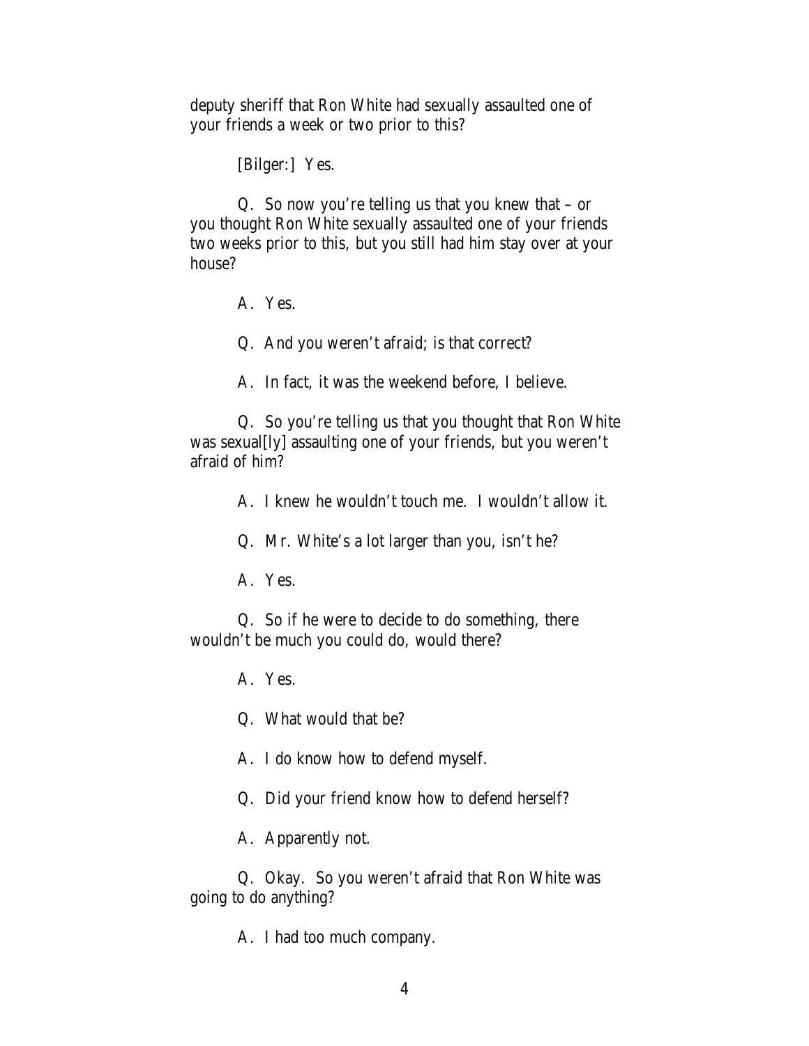deputy sheriff that Ron White had sexually assaulted one of your friends a week or two prior to this?

[Bilger:] Yes.

Q. So now you're telling us that you knew that – or you thought Ron White sexually assaulted one of your friends two weeks prior to this, but you still had him stay over at your house?

A. Yes.

Q. And you weren't afraid; is that correct?

A. In fact, it was the weekend before, I believe.

Q. So you're telling us that you thought that Ron White was sexual[ly] assaulting one of your friends, but you weren't afraid of him?

A. I knew he wouldn't touch me. I wouldn't allow it.

Q. Mr. White's a lot larger than you, isn't he?

A. Yes.

Q. So if he were to decide to do something, there wouldn't be much you could do, would there?

A. Yes.

Q. What would that be?

A. I do know how to defend myself.

Q. Did your friend know how to defend herself?

A. Apparently not.

Q. Okay. So you weren't afraid that Ron White was going to do anything?

A. I had too much company.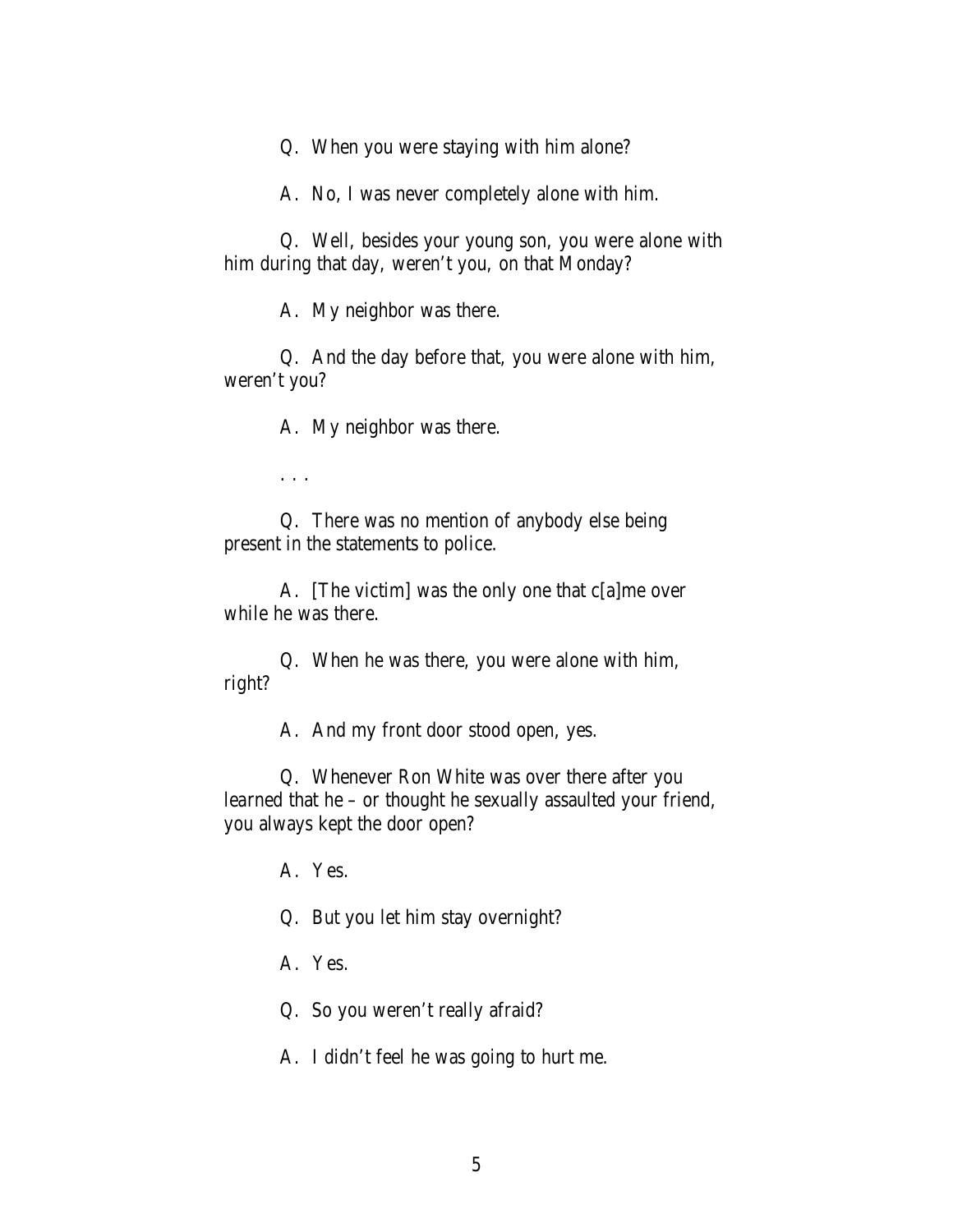Q. When you were staying with him alone?

A. No, I was never completely alone with him.

Q. Well, besides your young son, you were alone with him during that day, weren't you, on that Monday?

A. My neighbor was there.

Q. And the day before that, you were alone with him, weren't you?

A. My neighbor was there.

. . .

Q. There was no mention of anybody else being present in the statements to police.

A. [The victim] was the only one that c[a]me over while he was there.

Q. When he was there, you were alone with him, right?

A. And my front door stood open, yes.

Q. Whenever Ron White was over there after you learned that he – or thought he sexually assaulted your friend, you always kept the door open?

A. Yes.

Q. But you let him stay overnight?

A. Yes.

Q. So you weren't really afraid?

A. I didn't feel he was going to hurt me.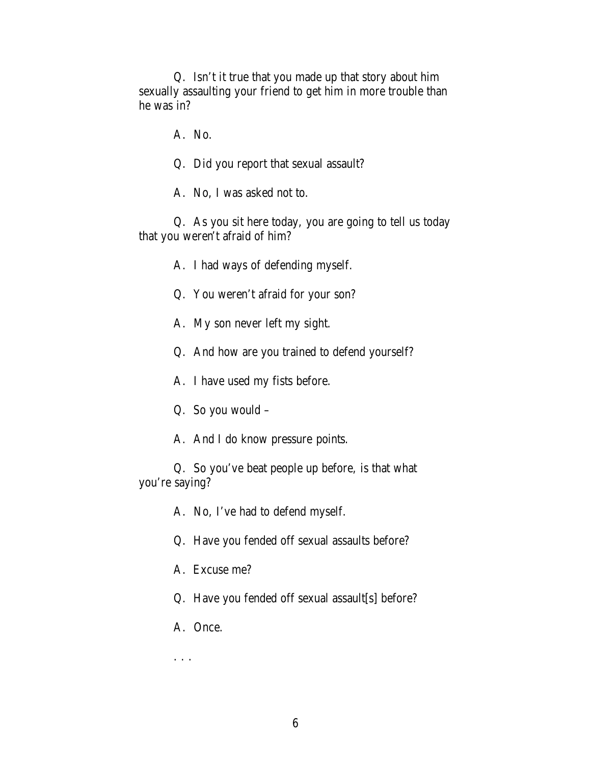Q. Isn't it true that you made up that story about him sexually assaulting your friend to get him in more trouble than he was in?

A. No.

Q. Did you report that sexual assault?

A. No, I was asked not to.

Q. As you sit here today, you are going to tell us today that you weren't afraid of him?

A. I had ways of defending myself.

Q. You weren't afraid for your son?

A. My son never left my sight.

Q. And how are you trained to defend yourself?

A. I have used my fists before.

Q. So you would –

A. And I do know pressure points.

Q. So you've beat people up before, is that what you're saying?

A. No, I've had to defend myself.

Q. Have you fended off sexual assaults before?

A. Excuse me?

Q. Have you fended off sexual assault[s] before?

A. Once.

. . .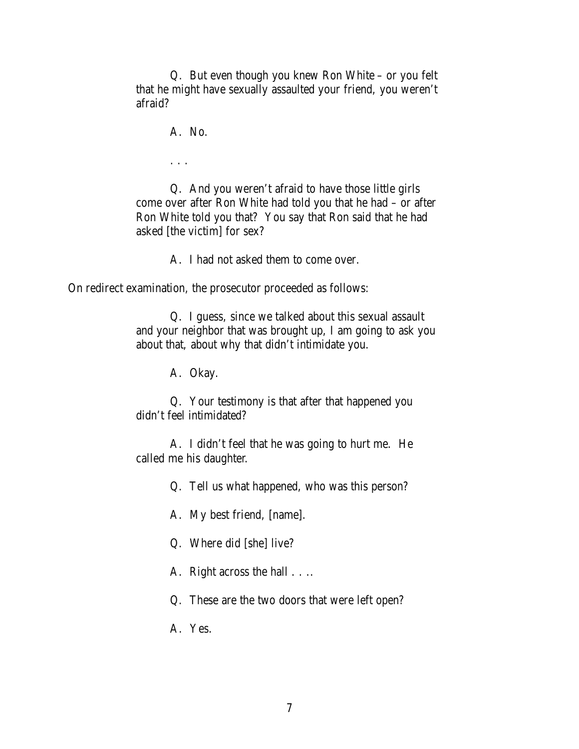> Q. But even though you knew Ron White – or you felt that he might have sexually assaulted your friend, you weren't afraid?
>
> A. No.
>
> . . .
>
> Q. And you weren't afraid to have those little girls come over after Ron White had told you that he had – or after Ron White told you that? You say that Ron said that he had asked [the victim] for sex?
>
> A. I had not asked them to come over.

On redirect examination, the prosecutor proceeded as follows:

> Q. I guess, since we talked about this sexual assault and your neighbor that was brought up, I am going to ask you about that, about why that didn't intimidate you.
>
> A. Okay.
>
> Q. Your testimony is that after that happened you didn't feel intimidated?
>
> A. I didn't feel that he was going to hurt me. He called me his daughter.
>
> Q. Tell us what happened, who was this person?
>
> A. My best friend, [name].
>
> Q. Where did [she] live?
>
> A. Right across the hall . . ..
>
> Q. These are the two doors that were left open?
>
> A. Yes.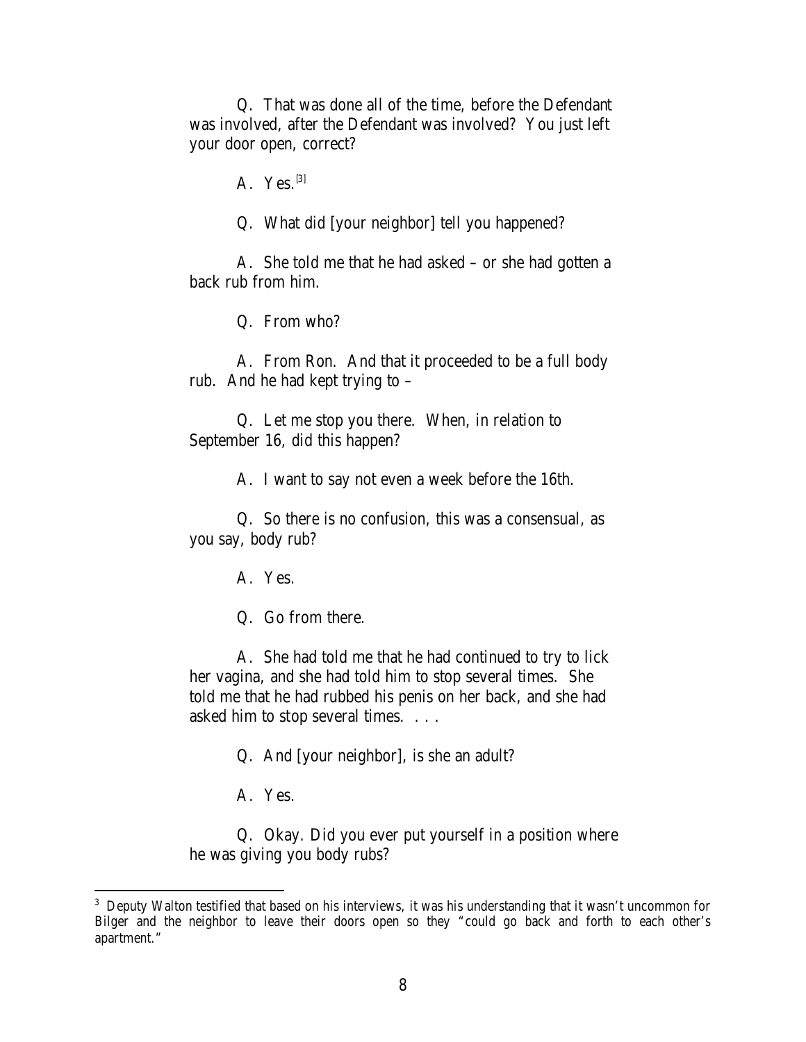Q. That was done all of the time, before the Defendant was involved, after the Defendant was involved? You just left your door open, correct?

A. Yes.[3]

Q. What did [your neighbor] tell you happened?

A. She told me that he had asked – or she had gotten a back rub from him.

Q. From who?

A. From Ron. And that it proceeded to be a full body rub. And he had kept trying to –

Q. Let me stop you there. When, in relation to September 16, did this happen?

A. I want to say not even a week before the 16th.

Q. So there is no confusion, this was a consensual, as you say, body rub?

A. Yes.

Q. Go from there.

A. She had told me that he had continued to try to lick her vagina, and she had told him to stop several times. She told me that he had rubbed his penis on her back, and she had asked him to stop several times. . . .

Q. And [your neighbor], is she an adult?

A. Yes.

Q. Okay. Did you ever put yourself in a position where he was giving you body rubs?

---

[3] Deputy Walton testified that based on his interviews, it was his understanding that it wasn't uncommon for Bilger and the neighbor to leave their doors open so they "could go back and forth to each other's apartment."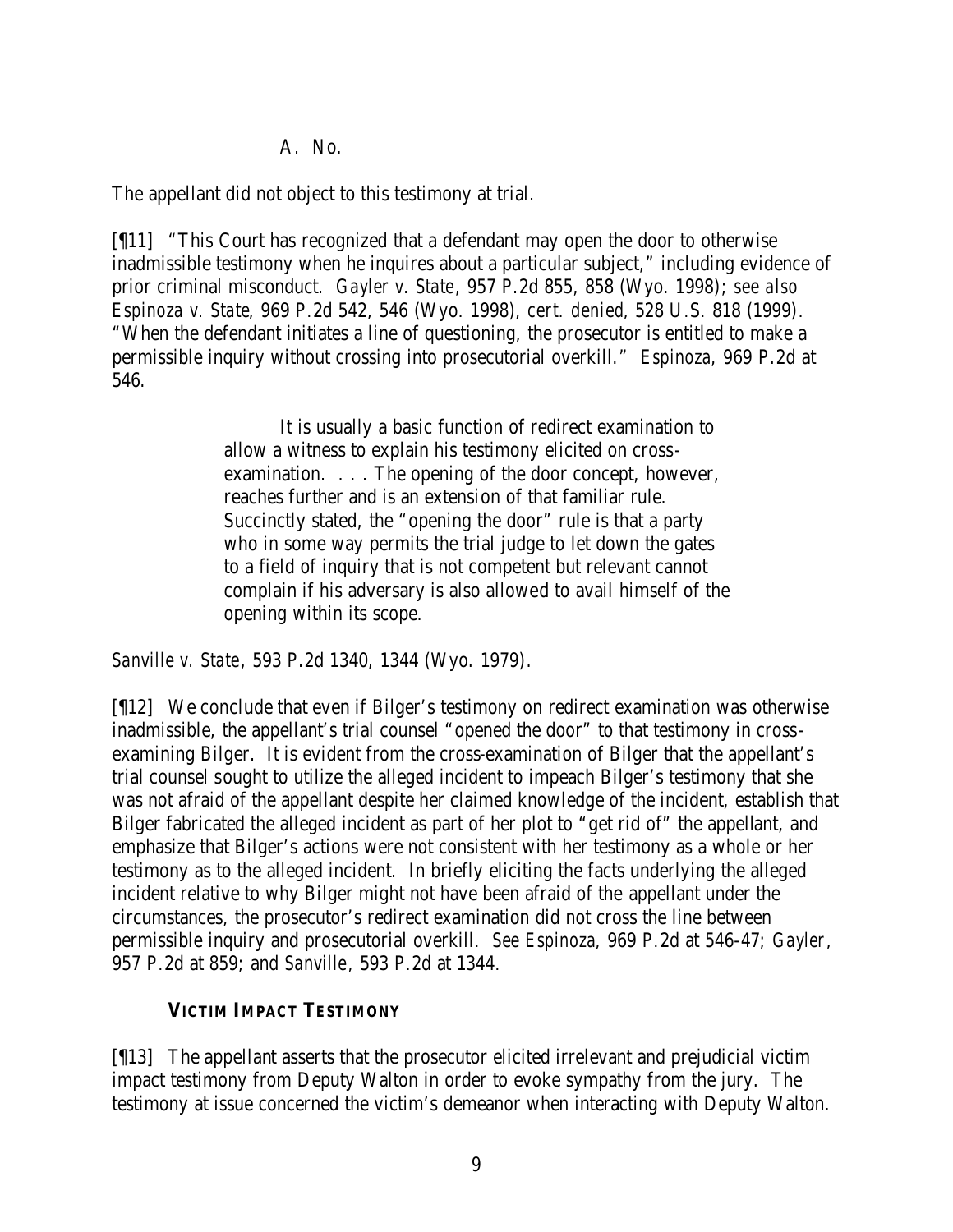A. No.

The appellant did not object to this testimony at trial.

[¶11] "This Court has recognized that a defendant may open the door to otherwise inadmissible testimony when he inquires about a particular subject," including evidence of prior criminal misconduct. *Gayler v. State*, 957 P.2d 855, 858 (Wyo. 1998); *see also Espinoza v. State*, 969 P.2d 542, 546 (Wyo. 1998), *cert. denied*, 528 U.S. 818 (1999). "When the defendant initiates a line of questioning, the prosecutor is entitled to make a permissible inquiry without crossing into prosecutorial overkill." *Espinoza*, 969 P.2d at 546.

> It is usually a basic function of redirect examination to allow a witness to explain his testimony elicited on cross-examination. . . . The opening of the door concept, however, reaches further and is an extension of that familiar rule. Succinctly stated, the "opening the door" rule is that a party who in some way permits the trial judge to let down the gates to a field of inquiry that is not competent but relevant cannot complain if his adversary is also allowed to avail himself of the opening within its scope.

*Sanville v. State*, 593 P.2d 1340, 1344 (Wyo. 1979).

[¶12] We conclude that even if Bilger's testimony on redirect examination was otherwise inadmissible, the appellant's trial counsel "opened the door" to that testimony in cross-examining Bilger. It is evident from the cross-examination of Bilger that the appellant's trial counsel sought to utilize the alleged incident to impeach Bilger's testimony that she was not afraid of the appellant despite her claimed knowledge of the incident, establish that Bilger fabricated the alleged incident as part of her plot to "get rid of" the appellant, and emphasize that Bilger's actions were not consistent with her testimony as a whole or her testimony as to the alleged incident. In briefly eliciting the facts underlying the alleged incident relative to why Bilger might not have been afraid of the appellant under the circumstances, the prosecutor's redirect examination did not cross the line between permissible inquiry and prosecutorial overkill. *See Espinoza*, 969 P.2d at 546-47; *Gayler*, 957 P.2d at 859; and *Sanville*, 593 P.2d at 1344.

### VICTIM IMPACT TESTIMONY

[¶13] The appellant asserts that the prosecutor elicited irrelevant and prejudicial victim impact testimony from Deputy Walton in order to evoke sympathy from the jury. The testimony at issue concerned the victim's demeanor when interacting with Deputy Walton.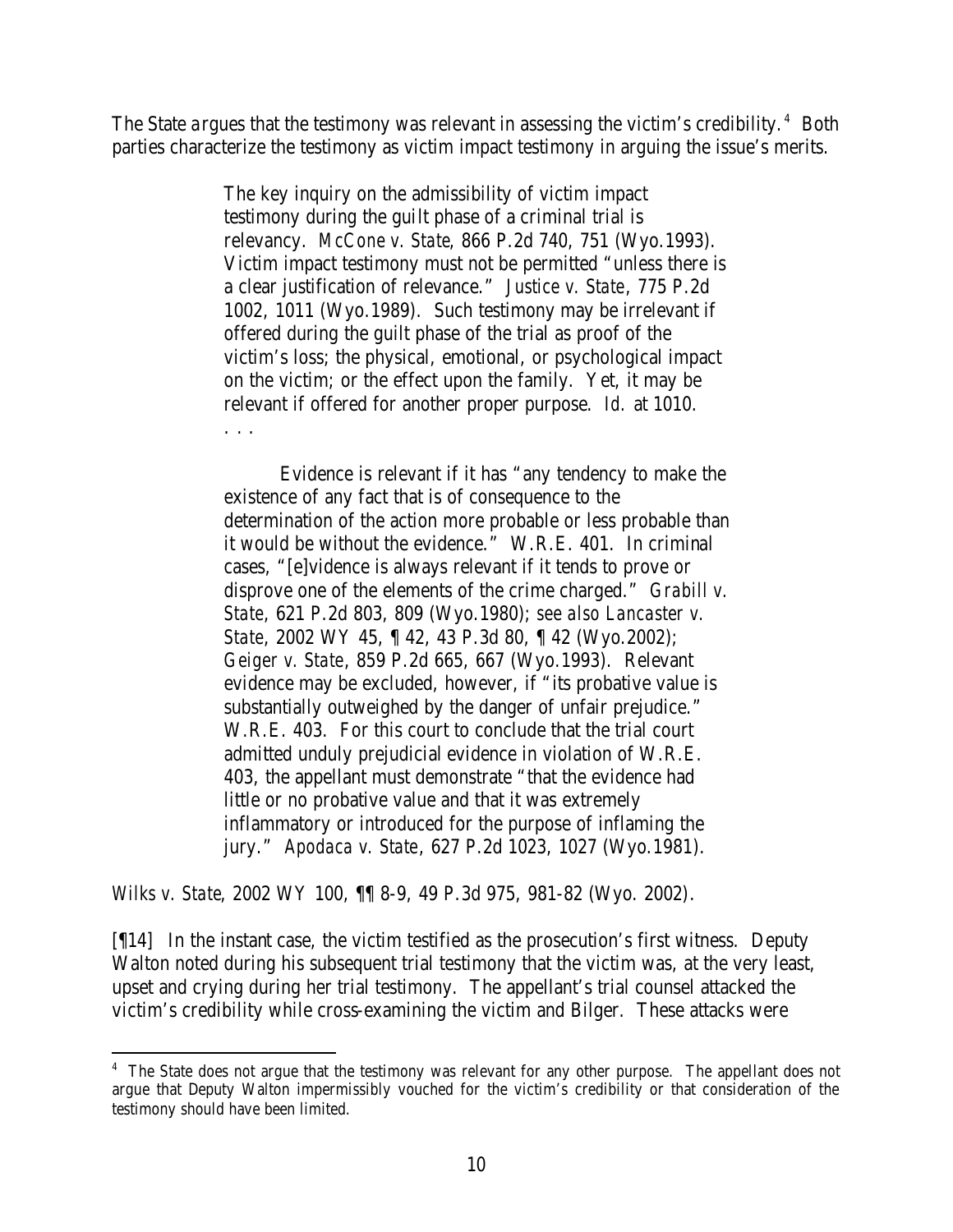The State argues that the testimony was relevant in assessing the victim's credibility.[4] Both parties characterize the testimony as victim impact testimony in arguing the issue's merits.

> The key inquiry on the admissibility of victim impact testimony during the guilt phase of a criminal trial is relevancy. *McCone v. State*, 866 P.2d 740, 751 (Wyo.1993). Victim impact testimony must not be permitted "unless there is a clear justification of relevance." *Justice v. State*, 775 P.2d 1002, 1011 (Wyo.1989). Such testimony may be irrelevant if offered during the guilt phase of the trial as proof of the victim's loss; the physical, emotional, or psychological impact on the victim; or the effect upon the family. Yet, it may be relevant if offered for another proper purpose. *Id.* at 1010.
>
> . . .
>
> Evidence is relevant if it has "any tendency to make the existence of any fact that is of consequence to the determination of the action more probable or less probable than it would be without the evidence." W.R.E. 401. In criminal cases, "[e]vidence is always relevant if it tends to prove or disprove one of the elements of the crime charged." *Grabill v. State*, 621 P.2d 803, 809 (Wyo.1980); *see also Lancaster v. State*, 2002 WY 45, ¶ 42, 43 P.3d 80, ¶ 42 (Wyo.2002); *Geiger v. State*, 859 P.2d 665, 667 (Wyo.1993). Relevant evidence may be excluded, however, if "its probative value is substantially outweighed by the danger of unfair prejudice." W.R.E. 403. For this court to conclude that the trial court admitted unduly prejudicial evidence in violation of W.R.E. 403, the appellant must demonstrate "that the evidence had little or no probative value and that it was extremely inflammatory or introduced for the purpose of inflaming the jury." *Apodaca v. State*, 627 P.2d 1023, 1027 (Wyo.1981).

*Wilks v. State*, 2002 WY 100, ¶¶ 8-9, 49 P.3d 975, 981-82 (Wyo. 2002).

[¶14] In the instant case, the victim testified as the prosecution's first witness. Deputy Walton noted during his subsequent trial testimony that the victim was, at the very least, upset and crying during her trial testimony. The appellant's trial counsel attacked the victim's credibility while cross-examining the victim and Bilger. These attacks were

---

[4] The State does not argue that the testimony was relevant for any other purpose. The appellant does not argue that Deputy Walton impermissibly vouched for the victim's credibility or that consideration of the testimony should have been limited.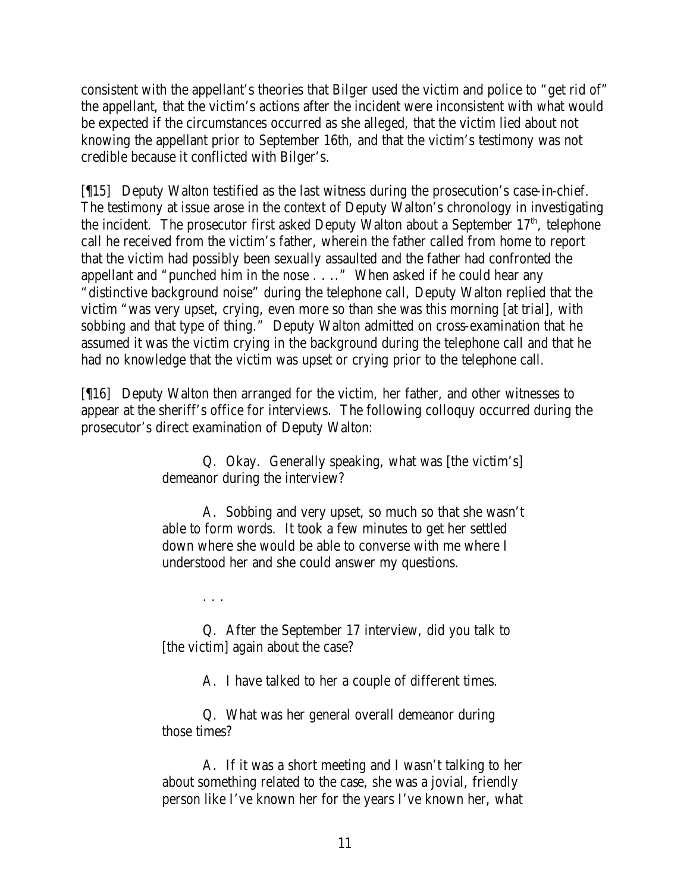consistent with the appellant's theories that Bilger used the victim and police to "get rid of" the appellant, that the victim's actions after the incident were inconsistent with what would be expected if the circumstances occurred as she alleged, that the victim lied about not knowing the appellant prior to September 16th, and that the victim's testimony was not credible because it conflicted with Bilger's.

[¶15] Deputy Walton testified as the last witness during the prosecution's case-in-chief. The testimony at issue arose in the context of Deputy Walton's chronology in investigating the incident. The prosecutor first asked Deputy Walton about a September 17th, telephone call he received from the victim's father, wherein the father called from home to report that the victim had possibly been sexually assaulted and the father had confronted the appellant and "punched him in the nose . . .." When asked if he could hear any "distinctive background noise" during the telephone call, Deputy Walton replied that the victim "was very upset, crying, even more so than she was this morning [at trial], with sobbing and that type of thing." Deputy Walton admitted on cross-examination that he assumed it was the victim crying in the background during the telephone call and that he had no knowledge that the victim was upset or crying prior to the telephone call.

[¶16] Deputy Walton then arranged for the victim, her father, and other witnesses to appear at the sheriff's office for interviews. The following colloquy occurred during the prosecutor's direct examination of Deputy Walton:

> Q. Okay. Generally speaking, what was [the victim's] demeanor during the interview?
>
> A. Sobbing and very upset, so much so that she wasn't able to form words. It took a few minutes to get her settled down where she would be able to converse with me where I understood her and she could answer my questions.
>
> . . .
>
> Q. After the September 17 interview, did you talk to [the victim] again about the case?
>
> A. I have talked to her a couple of different times.
>
> Q. What was her general overall demeanor during those times?
>
> A. If it was a short meeting and I wasn't talking to her about something related to the case, she was a jovial, friendly person like I've known her for the years I've known her, what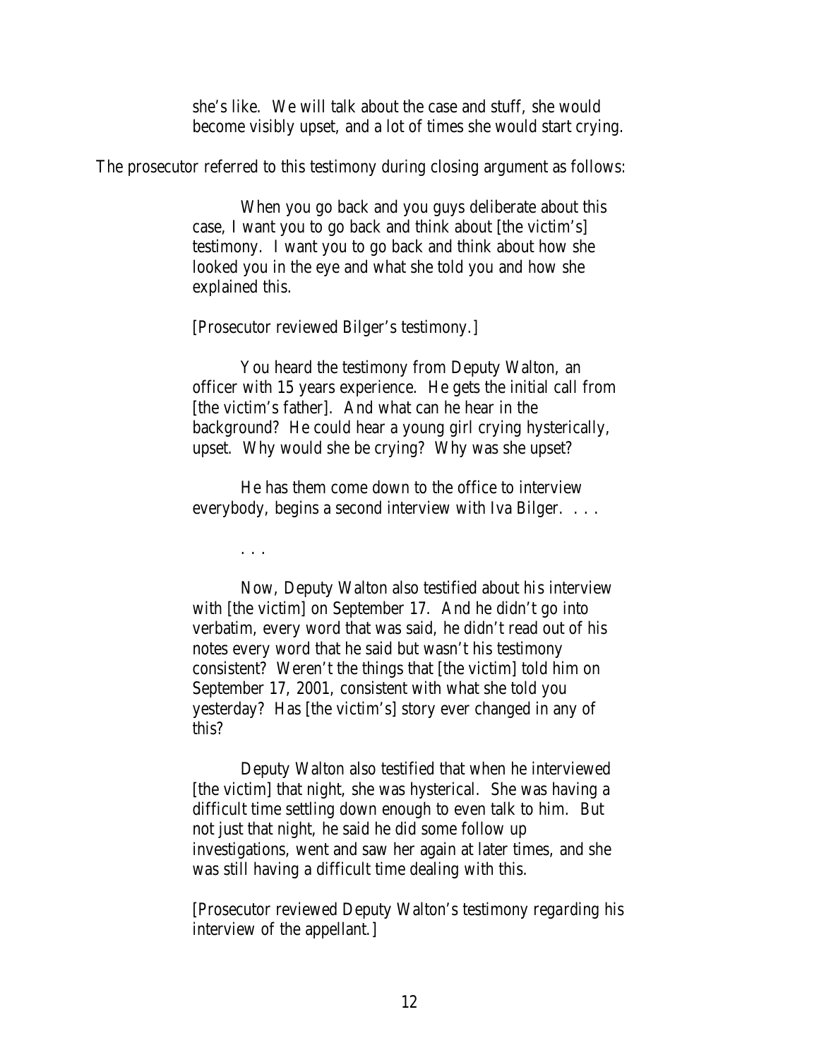> she's like. We will talk about the case and stuff, she would become visibly upset, and a lot of times she would start crying.

The prosecutor referred to this testimony during closing argument as follows:

> When you go back and you guys deliberate about this case, I want you to go back and think about [the victim's] testimony. I want you to go back and think about how she looked you in the eye and what she told you and how she explained this.
>
> [Prosecutor reviewed Bilger's testimony.]
>
> You heard the testimony from Deputy Walton, an officer with 15 years experience. He gets the initial call from [the victim's father]. And what can he hear in the background? He could hear a young girl crying hysterically, upset. Why would she be crying? Why was she upset?
>
> He has them come down to the office to interview everybody, begins a second interview with Iva Bilger. . . .
>
> . . .
>
> Now, Deputy Walton also testified about his interview with [the victim] on September 17. And he didn't go into verbatim, every word that was said, he didn't read out of his notes every word that he said but wasn't his testimony consistent? Weren't the things that [the victim] told him on September 17, 2001, consistent with what she told you yesterday? Has [the victim's] story ever changed in any of this?
>
> Deputy Walton also testified that when he interviewed [the victim] that night, she was hysterical. She was having a difficult time settling down enough to even talk to him. But not just that night, he said he did some follow up investigations, went and saw her again at later times, and she was still having a difficult time dealing with this.
>
> [Prosecutor reviewed Deputy Walton's testimony regarding his interview of the appellant.]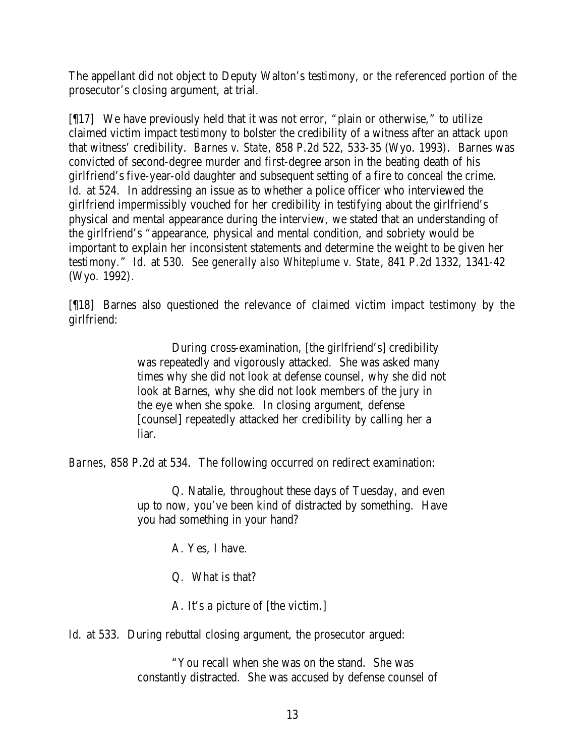The appellant did not object to Deputy Walton's testimony, or the referenced portion of the prosecutor's closing argument, at trial.

[¶17] We have previously held that it was not error, "plain or otherwise," to utilize claimed victim impact testimony to bolster the credibility of a witness after an attack upon that witness' credibility. *Barnes v. State*, 858 P.2d 522, 533-35 (Wyo. 1993). Barnes was convicted of second-degree murder and first-degree arson in the beating death of his girlfriend's five-year-old daughter and subsequent setting of a fire to conceal the crime. *Id.* at 524. In addressing an issue as to whether a police officer who interviewed the girlfriend impermissibly vouched for her credibility in testifying about the girlfriend's physical and mental appearance during the interview, we stated that an understanding of the girlfriend's "appearance, physical and mental condition, and sobriety would be important to explain her inconsistent statements and determine the weight to be given her testimony." *Id.* at 530. *See generally also Whiteplume v. State*, 841 P.2d 1332, 1341-42 (Wyo. 1992).

[¶18] Barnes also questioned the relevance of claimed victim impact testimony by the girlfriend:

> During cross-examination, [the girlfriend's] credibility was repeatedly and vigorously attacked. She was asked many times why she did not look at defense counsel, why she did not look at Barnes, why she did not look members of the jury in the eye when she spoke. In closing argument, defense [counsel] repeatedly attacked her credibility by calling her a liar.

*Barnes*, 858 P.2d at 534. The following occurred on redirect examination:

> Q. Natalie, throughout these days of Tuesday, and even up to now, you've been kind of distracted by something. Have you had something in your hand?
>
> A. Yes, I have.
>
> Q. What is that?
>
> A. It's a picture of [the victim.]

*Id.* at 533. During rebuttal closing argument, the prosecutor argued:

> "You recall when she was on the stand. She was constantly distracted. She was accused by defense counsel of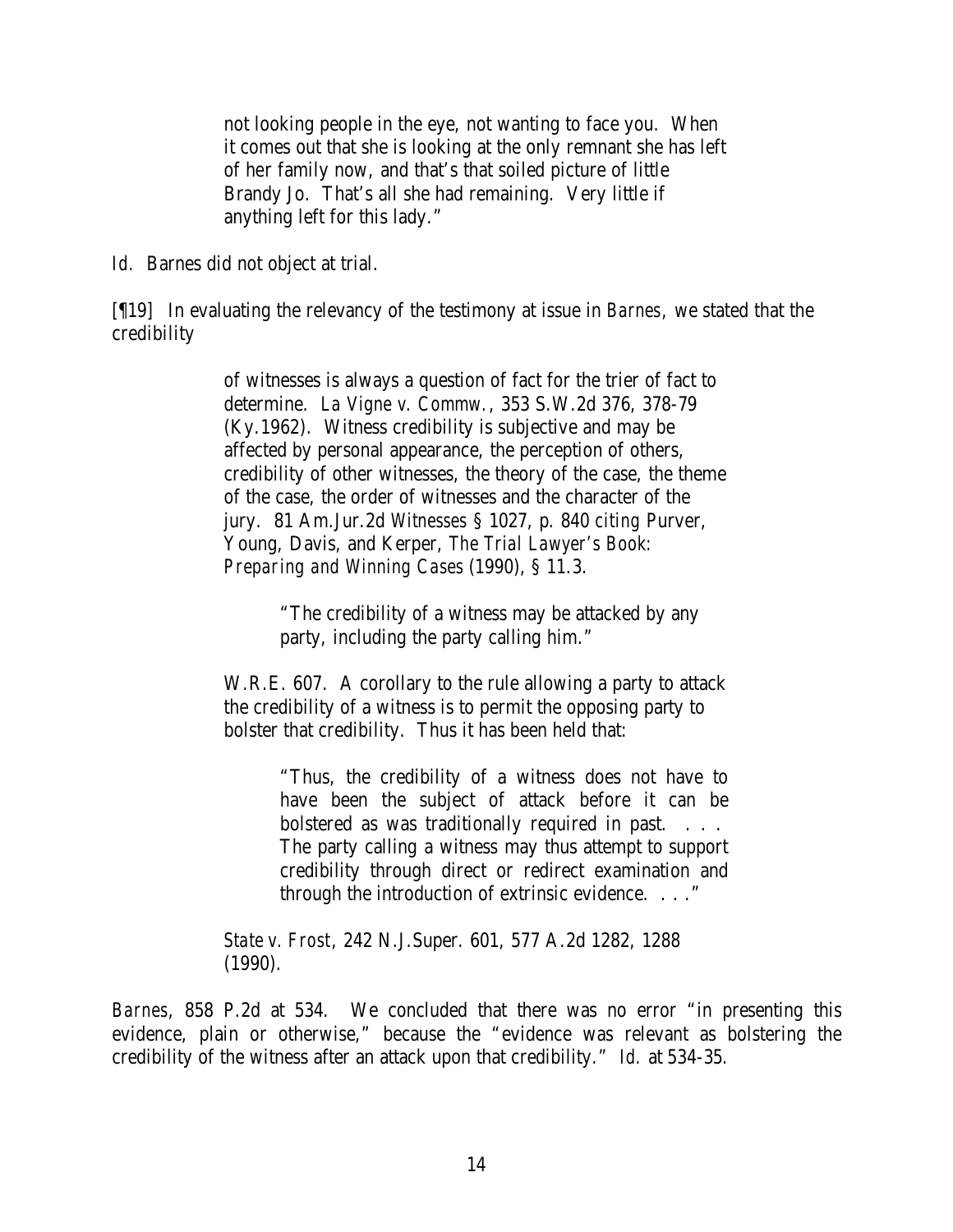> not looking people in the eye, not wanting to face you. When it comes out that she is looking at the only remnant she has left of her family now, and that's that soiled picture of little Brandy Jo. That's all she had remaining. Very little if anything left for this lady."

*Id.* Barnes did not object at trial.

[¶19] In evaluating the relevancy of the testimony at issue in *Barnes*, we stated that the credibility

> of witnesses is always a question of fact for the trier of fact to determine. *La Vigne v. Commw.*, 353 S.W.2d 376, 378-79 (Ky.1962). Witness credibility is subjective and may be affected by personal appearance, the perception of others, credibility of other witnesses, the theory of the case, the theme of the case, the order of witnesses and the character of the jury. 81 Am.Jur.2d *Witnesses* § 1027, p. 840 *citing* Purver, Young, Davis, and Kerper, *The Trial Lawyer's Book: Preparing and Winning Cases* (1990), § 11.3.
>
> > "The credibility of a witness may be attacked by any party, including the party calling him."
>
> W.R.E. 607. A corollary to the rule allowing a party to attack the credibility of a witness is to permit the opposing party to bolster that credibility. Thus it has been held that:
>
> > "Thus, the credibility of a witness does not have to have been the subject of attack before it can be bolstered as was traditionally required in past. . . . The party calling a witness may thus attempt to support credibility through direct or redirect examination and through the introduction of extrinsic evidence. . . ."
>
> *State v. Frost*, 242 N.J.Super. 601, 577 A.2d 1282, 1288 (1990).

*Barnes*, 858 P.2d at 534. We concluded that there was no error "in presenting this evidence, plain or otherwise," because the "evidence was relevant as bolstering the credibility of the witness after an attack upon that credibility." *Id.* at 534-35.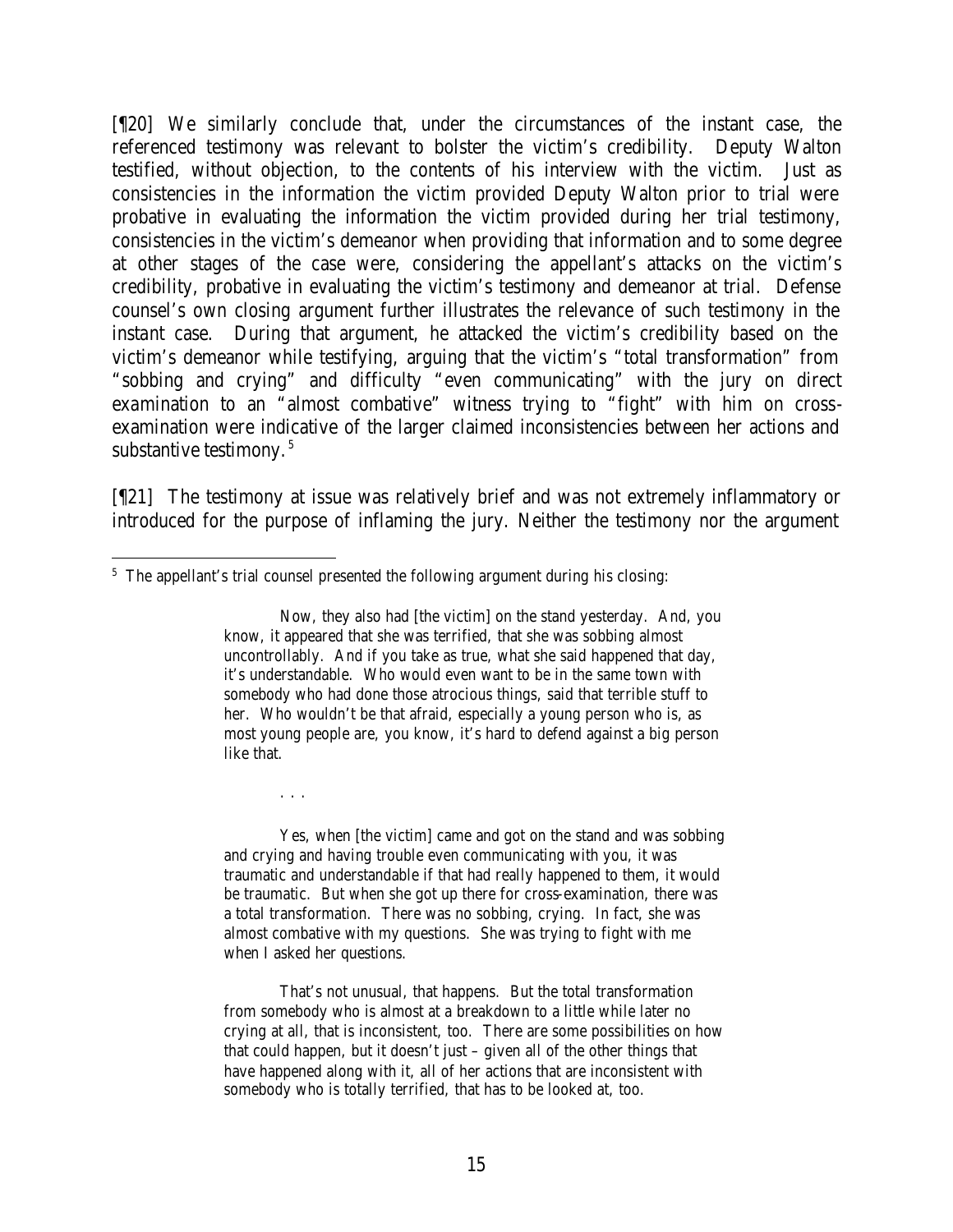[¶20] We similarly conclude that, under the circumstances of the instant case, the referenced testimony was relevant to bolster the victim's credibility. Deputy Walton testified, without objection, to the contents of his interview with the victim. Just as consistencies in the information the victim provided Deputy Walton prior to trial were probative in evaluating the information the victim provided during her trial testimony, consistencies in the victim's demeanor when providing that information and to some degree at other stages of the case were, considering the appellant's attacks on the victim's credibility, probative in evaluating the victim's testimony and demeanor at trial. Defense counsel's own closing argument further illustrates the relevance of such testimony in the instant case. During that argument, he attacked the victim's credibility based on the victim's demeanor while testifying, arguing that the victim's "total transformation" from "sobbing and crying" and difficulty "even communicating" with the jury on direct examination to an "almost combative" witness trying to "fight" with him on cross-examination were indicative of the larger claimed inconsistencies between her actions and substantive testimony.[5]

[¶21] The testimony at issue was relatively brief and was not extremely inflammatory or introduced for the purpose of inflaming the jury. Neither the testimony nor the argument

---

[5] The appellant's trial counsel presented the following argument during his closing:

> Now, they also had [the victim] on the stand yesterday. And, you know, it appeared that she was terrified, that she was sobbing almost uncontrollably. And if you take as true, what she said happened that day, it's understandable. Who would even want to be in the same town with somebody who had done those atrocious things, said that terrible stuff to her. Who wouldn't be that afraid, especially a young person who is, as most young people are, you know, it's hard to defend against a big person like that.
>
> . . .
>
> Yes, when [the victim] came and got on the stand and was sobbing and crying and having trouble even communicating with you, it was traumatic and understandable if that had really happened to them, it would be traumatic. But when she got up there for cross-examination, there was a total transformation. There was no sobbing, crying. In fact, she was almost combative with my questions. She was trying to fight with me when I asked her questions.
>
> That's not unusual, that happens. But the total transformation from somebody who is almost at a breakdown to a little while later no crying at all, that is inconsistent, too. There are some possibilities on how that could happen, but it doesn't just – given all of the other things that have happened along with it, all of her actions that are inconsistent with somebody who is totally terrified, that has to be looked at, too.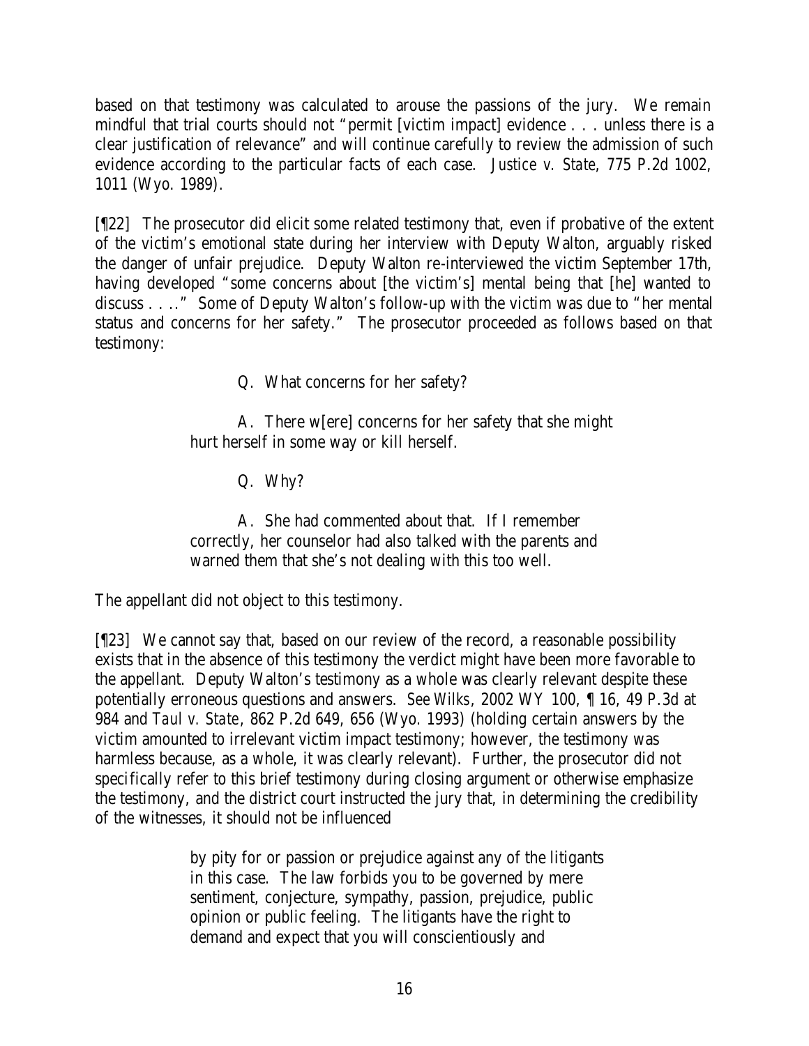based on that testimony was calculated to arouse the passions of the jury. We remain mindful that trial courts should not "permit [victim impact] evidence . . . unless there is a clear justification of relevance" and will continue carefully to review the admission of such evidence according to the particular facts of each case. *Justice v. State*, 775 P.2d 1002, 1011 (Wyo. 1989).

[¶22] The prosecutor did elicit some related testimony that, even if probative of the extent of the victim's emotional state during her interview with Deputy Walton, arguably risked the danger of unfair prejudice. Deputy Walton re-interviewed the victim September 17th, having developed "some concerns about [the victim's] mental being that [he] wanted to discuss . . .." Some of Deputy Walton's follow-up with the victim was due to "her mental status and concerns for her safety." The prosecutor proceeded as follows based on that testimony:

> Q. What concerns for her safety?
>
> A. There w[ere] concerns for her safety that she might hurt herself in some way or kill herself.
>
> Q. Why?
>
> A. She had commented about that. If I remember correctly, her counselor had also talked with the parents and warned them that she's not dealing with this too well.

The appellant did not object to this testimony.

[¶23] We cannot say that, based on our review of the record, a reasonable possibility exists that in the absence of this testimony the verdict might have been more favorable to the appellant. Deputy Walton's testimony as a whole was clearly relevant despite these potentially erroneous questions and answers. *See Wilks*, 2002 WY 100, ¶ 16, 49 P.3d at 984 and *Taul v. State*, 862 P.2d 649, 656 (Wyo. 1993) (holding certain answers by the victim amounted to irrelevant victim impact testimony; however, the testimony was harmless because, as a whole, it was clearly relevant). Further, the prosecutor did not specifically refer to this brief testimony during closing argument or otherwise emphasize the testimony, and the district court instructed the jury that, in determining the credibility of the witnesses, it should not be influenced

> by pity for or passion or prejudice against any of the litigants in this case. The law forbids you to be governed by mere sentiment, conjecture, sympathy, passion, prejudice, public opinion or public feeling. The litigants have the right to demand and expect that you will conscientiously and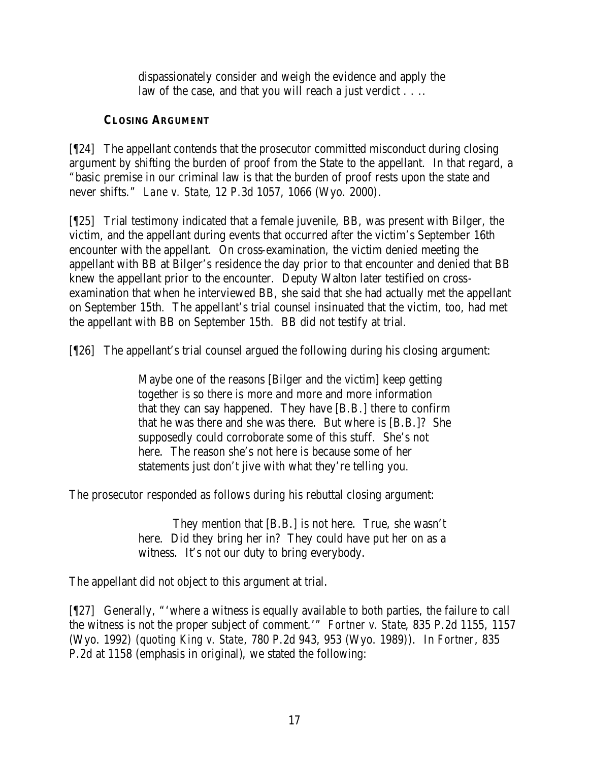dispassionately consider and weigh the evidence and apply the law of the case, and that you will reach a just verdict . . ..

### CLOSING ARGUMENT

[¶24] The appellant contends that the prosecutor committed misconduct during closing argument by shifting the burden of proof from the State to the appellant. In that regard, a "basic premise in our criminal law is that the burden of proof rests upon the state and never shifts." *Lane v. State*, 12 P.3d 1057, 1066 (Wyo. 2000).

[¶25] Trial testimony indicated that a female juvenile, BB, was present with Bilger, the victim, and the appellant during events that occurred after the victim's September 16th encounter with the appellant. On cross-examination, the victim denied meeting the appellant with BB at Bilger's residence the day prior to that encounter and denied that BB knew the appellant prior to the encounter. Deputy Walton later testified on cross-examination that when he interviewed BB, she said that she had actually met the appellant on September 15th. The appellant's trial counsel insinuated that the victim, too, had met the appellant with BB on September 15th. BB did not testify at trial.

[¶26] The appellant's trial counsel argued the following during his closing argument:

> Maybe one of the reasons [Bilger and the victim] keep getting together is so there is more and more and more information that they can say happened. They have [B.B.] there to confirm that he was there and she was there. But where is [B.B.]? She supposedly could corroborate some of this stuff. She's not here. The reason she's not here is because some of her statements just don't jive with what they're telling you.

The prosecutor responded as follows during his rebuttal closing argument:

> They mention that [B.B.] is not here. True, she wasn't here. Did they bring her in? They could have put her on as a witness. It's not our duty to bring everybody.

The appellant did not object to this argument at trial.

[¶27] Generally, "'where a witness is equally available to both parties, the failure to call the witness is not the proper subject of comment.'" *Fortner v. State*, 835 P.2d 1155, 1157 (Wyo. 1992) (*quoting King v. State*, 780 P.2d 943, 953 (Wyo. 1989)). In *Fortner*, 835 P.2d at 1158 (emphasis in original), we stated the following: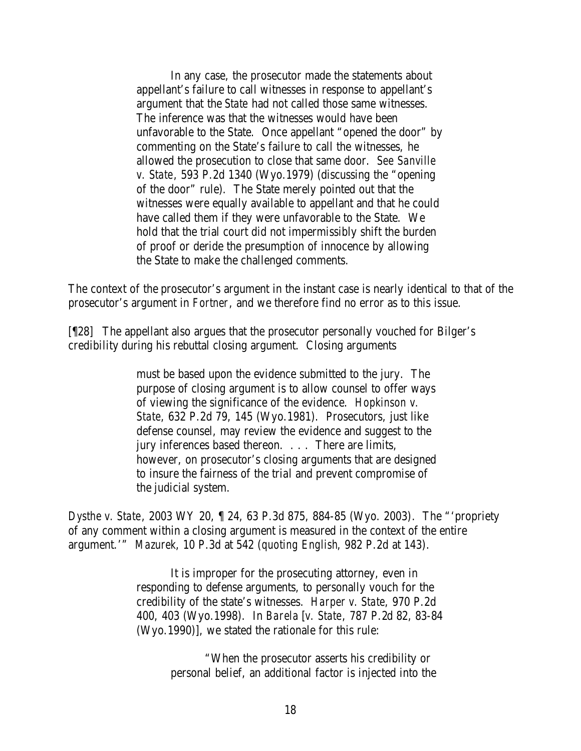> In any case, the prosecutor made the statements about appellant's failure to call witnesses in response to appellant's argument that the *State* had not called those same witnesses. The inference was that the witnesses would have been unfavorable to the State. Once appellant "opened the door" by commenting on the State's failure to call the witnesses, he allowed the prosecution to close that same door. *See Sanville v. State*, 593 P.2d 1340 (Wyo.1979) (discussing the "opening of the door" rule). The State merely pointed out that the witnesses were equally available to appellant and that he could have called them if they were unfavorable to the State. We hold that the trial court did not impermissibly shift the burden of proof or deride the presumption of innocence by allowing the State to make the challenged comments.

The context of the prosecutor's argument in the instant case is nearly identical to that of the prosecutor's argument in *Fortner*, and we therefore find no error as to this issue.

[¶28] The appellant also argues that the prosecutor personally vouched for Bilger's credibility during his rebuttal closing argument. Closing arguments

> must be based upon the evidence submitted to the jury. The purpose of closing argument is to allow counsel to offer ways of viewing the significance of the evidence. *Hopkinson v. State*, 632 P.2d 79, 145 (Wyo.1981). Prosecutors, just like defense counsel, may review the evidence and suggest to the jury inferences based thereon. . . . There are limits, however, on prosecutor's closing arguments that are designed to insure the fairness of the trial and prevent compromise of the judicial system.

*Dysthe v. State*, 2003 WY 20, ¶ 24, 63 P.3d 875, 884-85 (Wyo. 2003). The "'propriety of any comment within a closing argument is measured in the context of the entire argument.'" *Mazurek*, 10 P.3d at 542 (*quoting English*, 982 P.2d at 143).

> It is improper for the prosecuting attorney, even in responding to defense arguments, to personally vouch for the credibility of the state's witnesses. *Harper v. State*, 970 P.2d 400, 403 (Wyo.1998). In *Barela* [*v. State*, 787 P.2d 82, 83-84 (Wyo.1990)], we stated the rationale for this rule:
>
> > "When the prosecutor asserts his credibility or personal belief, an additional factor is injected into the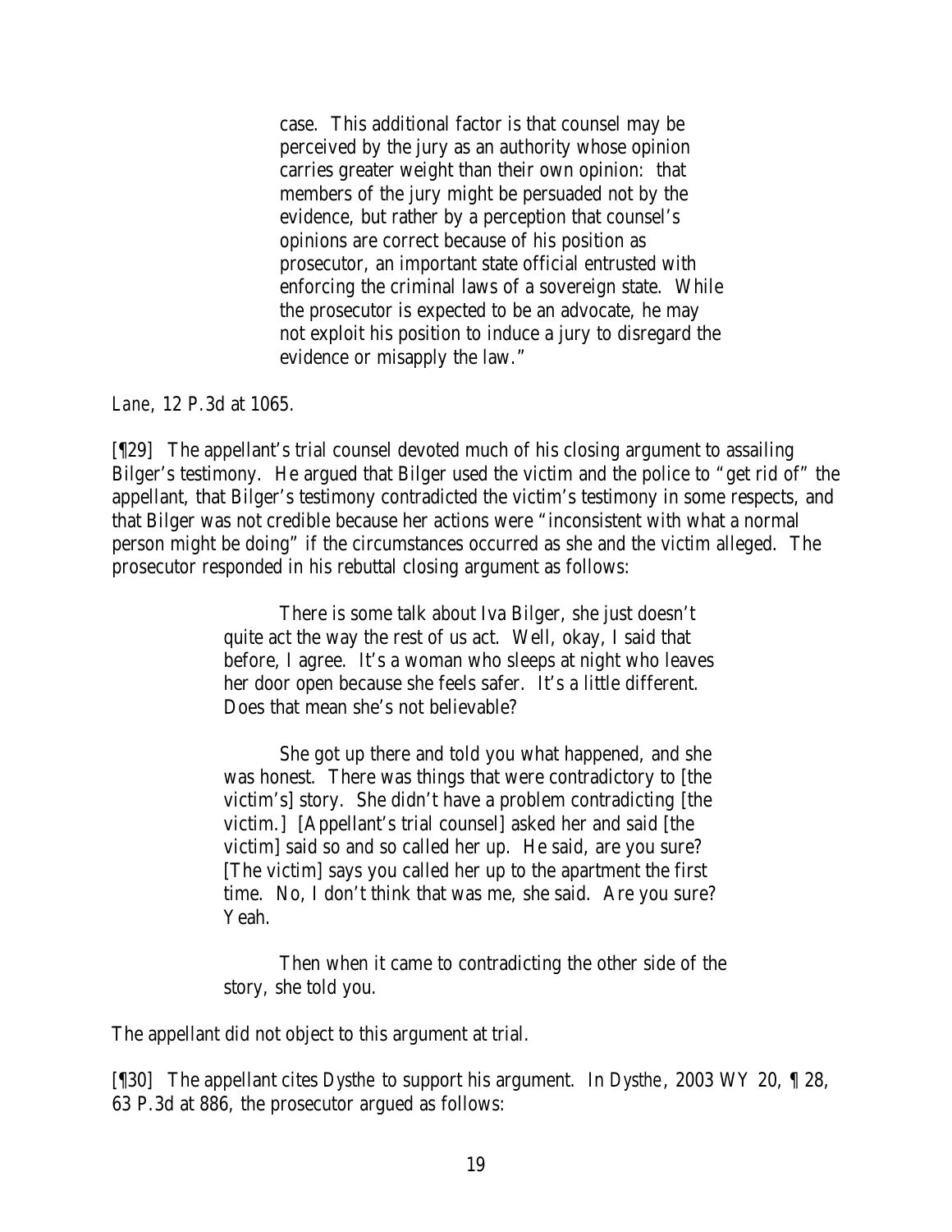> case. This additional factor is that counsel may be perceived by the jury as an authority whose opinion carries greater weight than their own opinion: that members of the jury might be persuaded not by the evidence, but rather by a perception that counsel's opinions are correct because of his position as prosecutor, an important state official entrusted with enforcing the criminal laws of a sovereign state. While the prosecutor is expected to be an advocate, he may not exploit his position to induce a jury to disregard the evidence or misapply the law."

*Lane*, 12 P.3d at 1065.

[¶29] The appellant's trial counsel devoted much of his closing argument to assailing Bilger's testimony. He argued that Bilger used the victim and the police to "get rid of" the appellant, that Bilger's testimony contradicted the victim's testimony in some respects, and that Bilger was not credible because her actions were "inconsistent with what a normal person might be doing" if the circumstances occurred as she and the victim alleged. The prosecutor responded in his rebuttal closing argument as follows:

> There is some talk about Iva Bilger, she just doesn't quite act the way the rest of us act. Well, okay, I said that before, I agree. It's a woman who sleeps at night who leaves her door open because she feels safer. It's a little different. Does that mean she's not believable?
>
> She got up there and told you what happened, and she was honest. There was things that were contradictory to [the victim's] story. She didn't have a problem contradicting [the victim.] [Appellant's trial counsel] asked her and said [the victim] said so and so called her up. He said, are you sure? [The victim] says you called her up to the apartment the first time. No, I don't think that was me, she said. Are you sure? Yeah.
>
> Then when it came to contradicting the other side of the story, she told you.

The appellant did not object to this argument at trial.

[¶30] The appellant cites *Dysthe* to support his argument. In *Dysthe*, 2003 WY 20, ¶ 28, 63 P.3d at 886, the prosecutor argued as follows: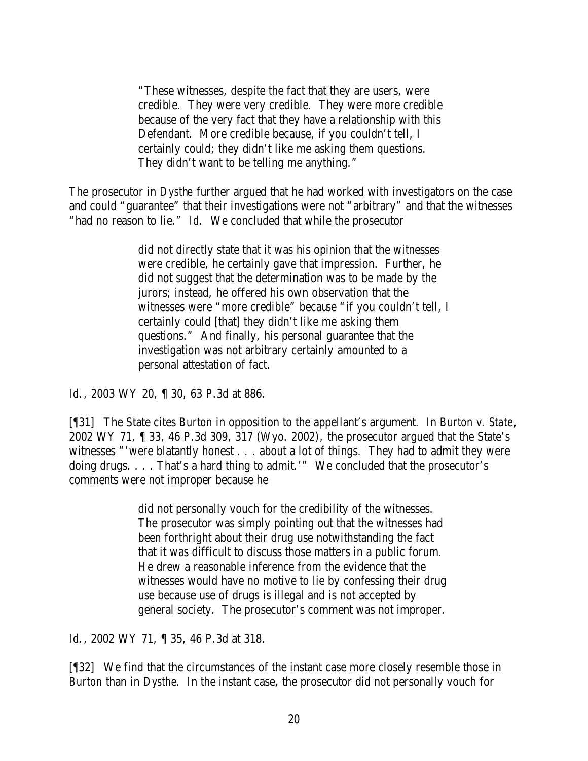> "These witnesses, despite the fact that they are users, were credible. They were very credible. They were more credible because of the very fact that they have a relationship with this Defendant. More credible because, if you couldn't tell, I certainly could; they didn't like me asking them questions. They didn't want to be telling me anything."

The prosecutor in *Dysthe* further argued that he had worked with investigators on the case and could "guarantee" that their investigations were not "arbitrary" and that the witnesses "had no reason to lie." *Id.* We concluded that while the prosecutor

> did not directly state that it was his opinion that the witnesses were credible, he certainly gave that impression. Further, he did not suggest that the determination was to be made by the jurors; instead, he offered his own observation that the witnesses were "more credible" because "if you couldn't tell, I certainly could [that] they didn't like me asking them questions." And finally, his personal guarantee that the investigation was not arbitrary certainly amounted to a personal attestation of fact.

*Id.*, 2003 WY 20, ¶ 30, 63 P.3d at 886.

[¶31] The State cites *Burton* in opposition to the appellant's argument. In *Burton v. State*, 2002 WY 71, ¶ 33, 46 P.3d 309, 317 (Wyo. 2002), the prosecutor argued that the State's witnesses "'were blatantly honest . . . about a lot of things. They had to admit they were doing drugs. . . . That's a hard thing to admit.'" We concluded that the prosecutor's comments were not improper because he

> did not personally vouch for the credibility of the witnesses. The prosecutor was simply pointing out that the witnesses had been forthright about their drug use notwithstanding the fact that it was difficult to discuss those matters in a public forum. He drew a reasonable inference from the evidence that the witnesses would have no motive to lie by confessing their drug use because use of drugs is illegal and is not accepted by general society. The prosecutor's comment was not improper.

*Id.*, 2002 WY 71, ¶ 35, 46 P.3d at 318.

[¶32] We find that the circumstances of the instant case more closely resemble those in *Burton* than in *Dysthe*. In the instant case, the prosecutor did not personally vouch for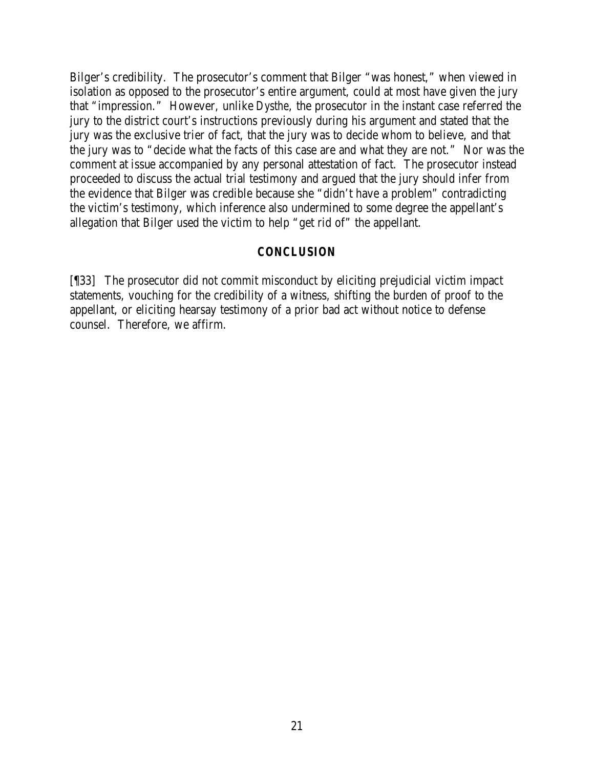Bilger's credibility. The prosecutor's comment that Bilger "was honest," when viewed in isolation as opposed to the prosecutor's entire argument, could at most have given the jury that "impression." However, unlike *Dysthe*, the prosecutor in the instant case referred the jury to the district court's instructions previously during his argument and stated that the jury was the exclusive trier of fact, that the jury was to decide whom to believe, and that the jury was to "decide what the facts of this case are and what they are not." Nor was the comment at issue accompanied by any personal attestation of fact. The prosecutor instead proceeded to discuss the actual trial testimony and argued that the jury should infer from the evidence that Bilger was credible because she "didn't have a problem" contradicting the victim's testimony, which inference also undermined to some degree the appellant's allegation that Bilger used the victim to help "get rid of" the appellant.

## CONCLUSION

[¶33] The prosecutor did not commit misconduct by eliciting prejudicial victim impact statements, vouching for the credibility of a witness, shifting the burden of proof to the appellant, or eliciting hearsay testimony of a prior bad act without notice to defense counsel. Therefore, we affirm.